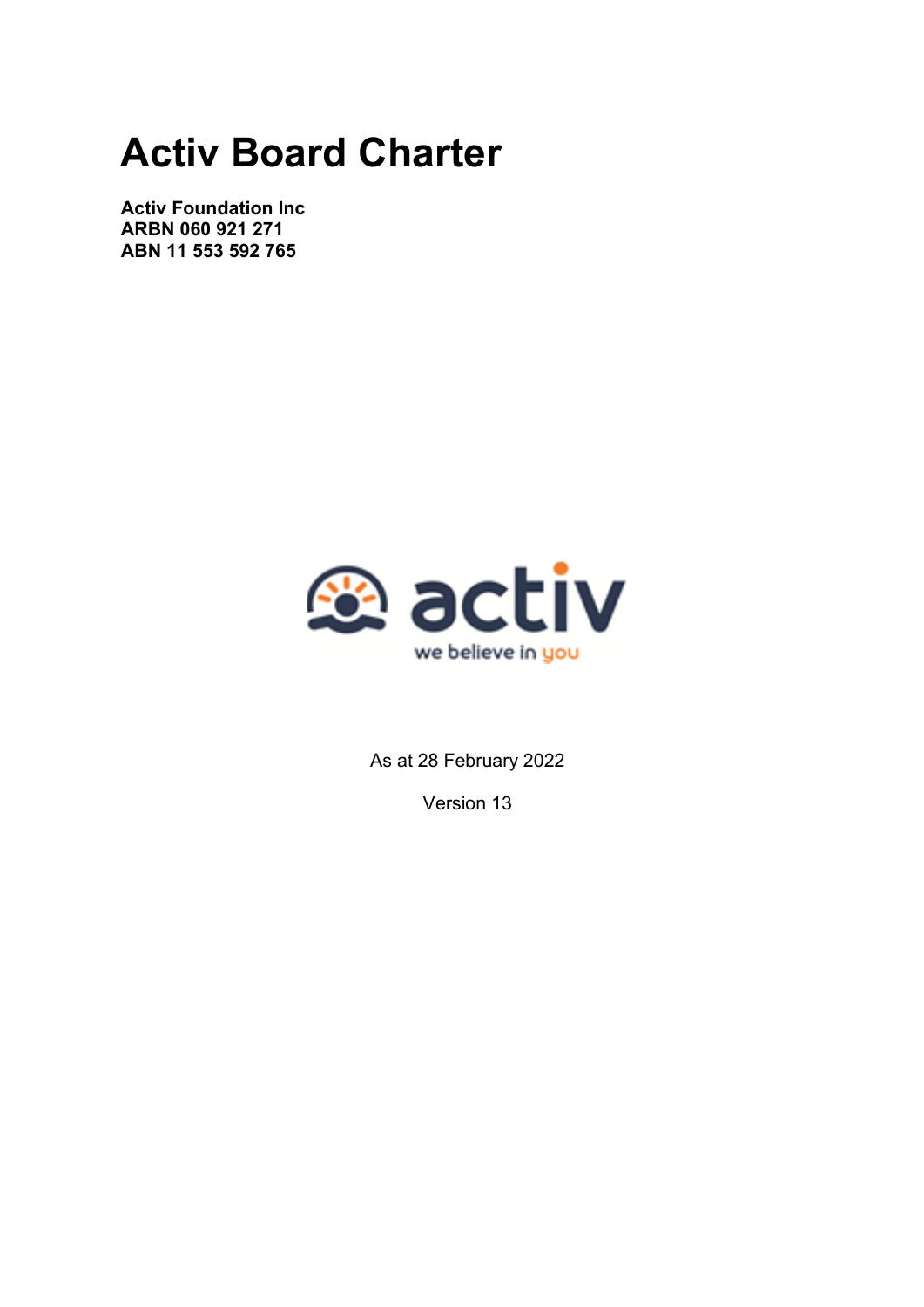# Activ Board Charter

**Activ Foundation Inc**
**ARBN 060 921 271**
**ABN 11 553 592 765**

As at 28 February 2022

Version 13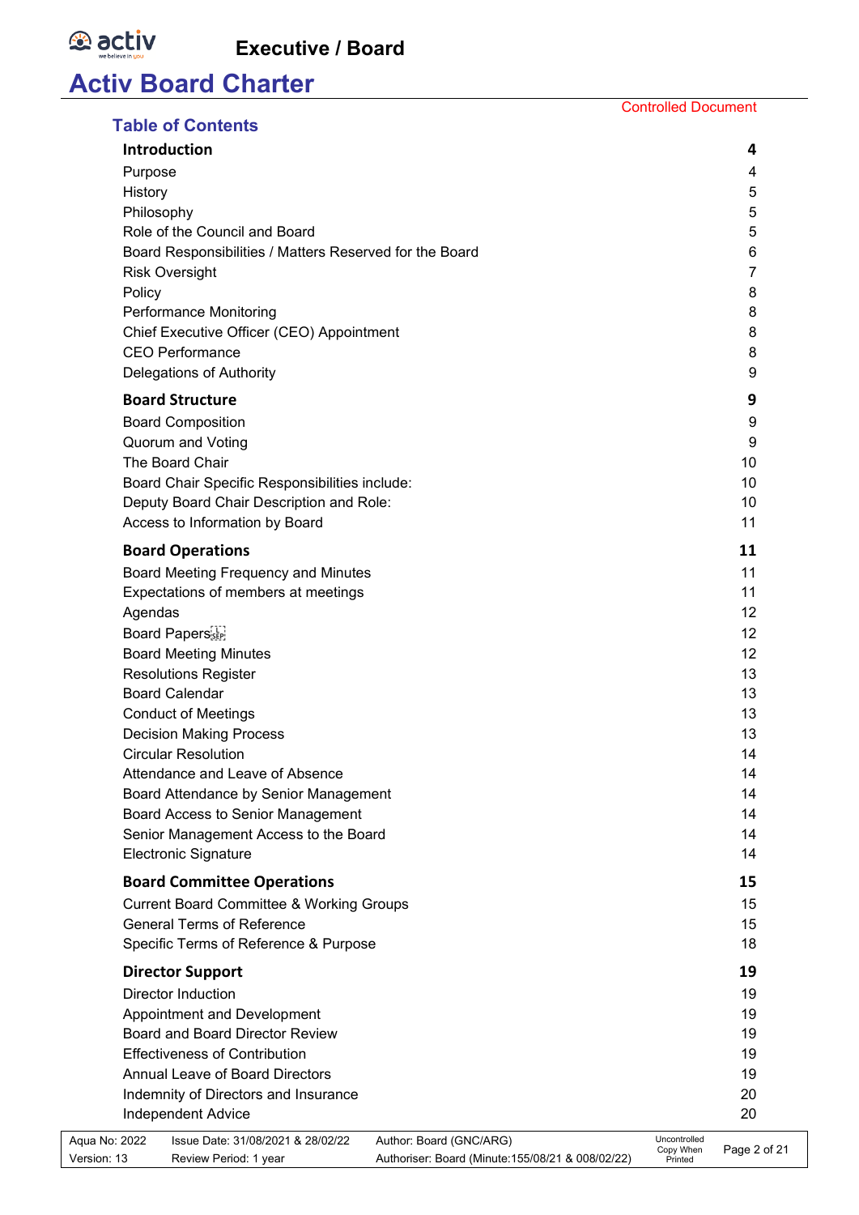# Activ Board Charter

Controlled Document

## Table of Contents

| | |
|---|---|
| **Introduction** | **4** |
| Purpose | 4 |
| History | 5 |
| Philosophy | 5 |
| Role of the Council and Board | 5 |
| Board Responsibilities / Matters Reserved for the Board | 6 |
| Risk Oversight | 7 |
| Policy | 8 |
| Performance Monitoring | 8 |
| Chief Executive Officer (CEO) Appointment | 8 |
| CEO Performance | 8 |
| Delegations of Authority | 9 |
| **Board Structure** | **9** |
| Board Composition | 9 |
| Quorum and Voting | 9 |
| The Board Chair | 10 |
| Board Chair Specific Responsibilities include: | 10 |
| Deputy Board Chair Description and Role: | 10 |
| Access to Information by Board | 11 |
| **Board Operations** | **11** |
| Board Meeting Frequency and Minutes | 11 |
| Expectations of members at meetings | 11 |
| Agendas | 12 |
| Board Papers | 12 |
| Board Meeting Minutes | 12 |
| Resolutions Register | 13 |
| Board Calendar | 13 |
| Conduct of Meetings | 13 |
| Decision Making Process | 13 |
| Circular Resolution | 14 |
| Attendance and Leave of Absence | 14 |
| Board Attendance by Senior Management | 14 |
| Board Access to Senior Management | 14 |
| Senior Management Access to the Board | 14 |
| Electronic Signature | 14 |
| **Board Committee Operations** | **15** |
| Current Board Committee & Working Groups | 15 |
| General Terms of Reference | 15 |
| Specific Terms of Reference & Purpose | 18 |
| **Director Support** | **19** |
| Director Induction | 19 |
| Appointment and Development | 19 |
| Board and Board Director Review | 19 |
| Effectiveness of Contribution | 19 |
| Annual Leave of Board Directors | 19 |
| Indemnity of Directors and Insurance | 20 |
| Independent Advice | 20 |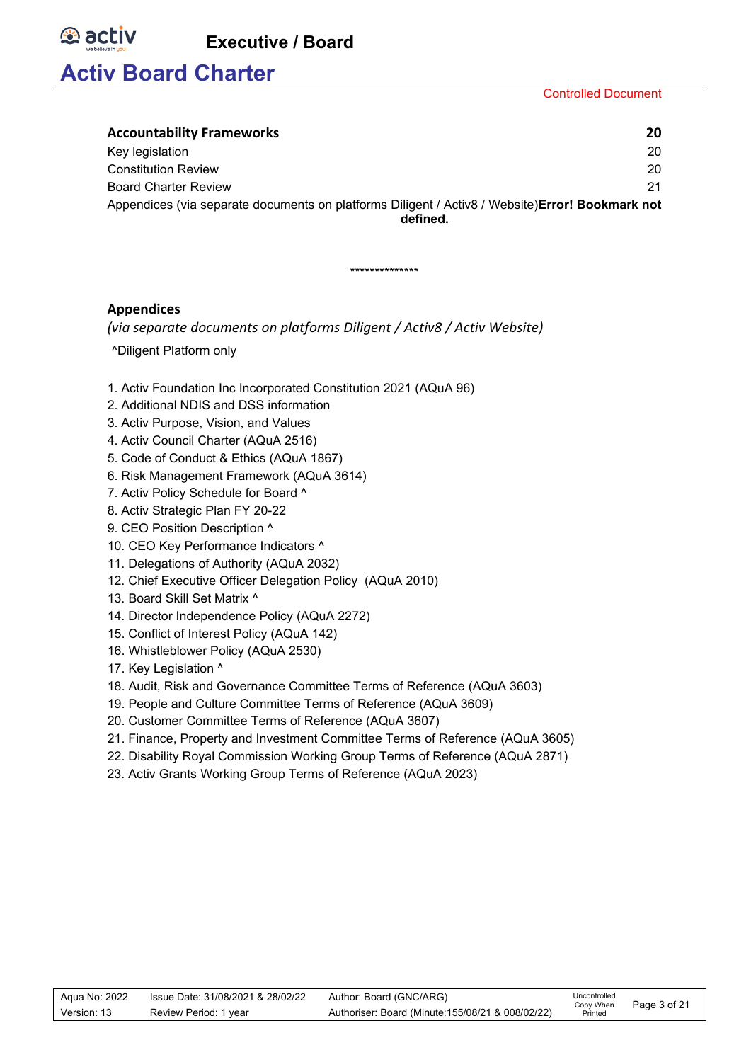| | |
|---|---|
| **Accountability Frameworks** | **20** |
| Key legislation | 20 |
| Constitution Review | 20 |
| Board Charter Review | 21 |
| Appendices (via separate documents on platforms Diligent / Activ8 / Website)**Error! Bookmark not defined.** | |

**************

## Appendices

*(via separate documents on platforms Diligent / Activ8 / Activ Website)*

^Diligent Platform only

1. Activ Foundation Inc Incorporated Constitution 2021 (AQuA 96)
2. Additional NDIS and DSS information
3. Activ Purpose, Vision, and Values
4. Activ Council Charter (AQuA 2516)
5. Code of Conduct & Ethics (AQuA 1867)
6. Risk Management Framework (AQuA 3614)
7. Activ Policy Schedule for Board ^
8. Activ Strategic Plan FY 20-22
9. CEO Position Description ^
10. CEO Key Performance Indicators ^
11. Delegations of Authority (AQuA 2032)
12. Chief Executive Officer Delegation Policy (AQuA 2010)
13. Board Skill Set Matrix ^
14. Director Independence Policy (AQuA 2272)
15. Conflict of Interest Policy (AQuA 142)
16. Whistleblower Policy (AQuA 2530)
17. Key Legislation ^
18. Audit, Risk and Governance Committee Terms of Reference (AQuA 3603)
19. People and Culture Committee Terms of Reference (AQuA 3609)
20. Customer Committee Terms of Reference (AQuA 3607)
21. Finance, Property and Investment Committee Terms of Reference (AQuA 3605)
22. Disability Royal Commission Working Group Terms of Reference (AQuA 2871)
23. Activ Grants Working Group Terms of Reference (AQuA 2023)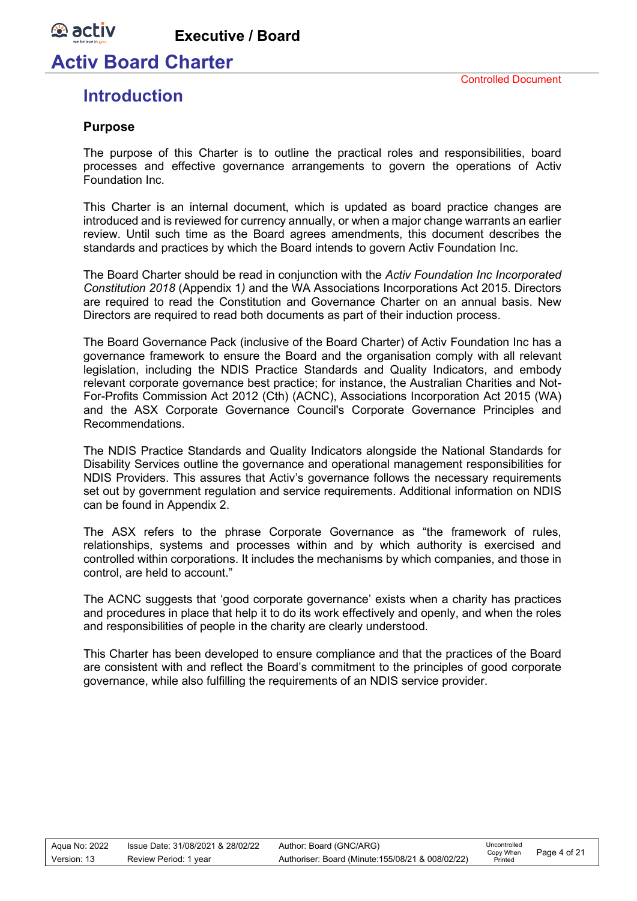# Activ Board Charter

Controlled Document

## Introduction

### Purpose

The purpose of this Charter is to outline the practical roles and responsibilities, board processes and effective governance arrangements to govern the operations of Activ Foundation Inc.

This Charter is an internal document, which is updated as board practice changes are introduced and is reviewed for currency annually, or when a major change warrants an earlier review. Until such time as the Board agrees amendments, this document describes the standards and practices by which the Board intends to govern Activ Foundation Inc.

The Board Charter should be read in conjunction with the *Activ Foundation Inc Incorporated Constitution 2018* (Appendix 1*)* and the WA Associations Incorporations Act 2015. Directors are required to read the Constitution and Governance Charter on an annual basis. New Directors are required to read both documents as part of their induction process.

The Board Governance Pack (inclusive of the Board Charter) of Activ Foundation Inc has a governance framework to ensure the Board and the organisation comply with all relevant legislation, including the NDIS Practice Standards and Quality Indicators, and embody relevant corporate governance best practice; for instance, the Australian Charities and Not-For-Profits Commission Act 2012 (Cth) (ACNC), Associations Incorporation Act 2015 (WA) and the ASX Corporate Governance Council's Corporate Governance Principles and Recommendations.

The NDIS Practice Standards and Quality Indicators alongside the National Standards for Disability Services outline the governance and operational management responsibilities for NDIS Providers. This assures that Activ's governance follows the necessary requirements set out by government regulation and service requirements. Additional information on NDIS can be found in Appendix 2.

The ASX refers to the phrase Corporate Governance as "the framework of rules, relationships, systems and processes within and by which authority is exercised and controlled within corporations. It includes the mechanisms by which companies, and those in control, are held to account."

The ACNC suggests that 'good corporate governance' exists when a charity has practices and procedures in place that help it to do its work effectively and openly, and when the roles and responsibilities of people in the charity are clearly understood.

This Charter has been developed to ensure compliance and that the practices of the Board are consistent with and reflect the Board's commitment to the principles of good corporate governance, while also fulfilling the requirements of an NDIS service provider.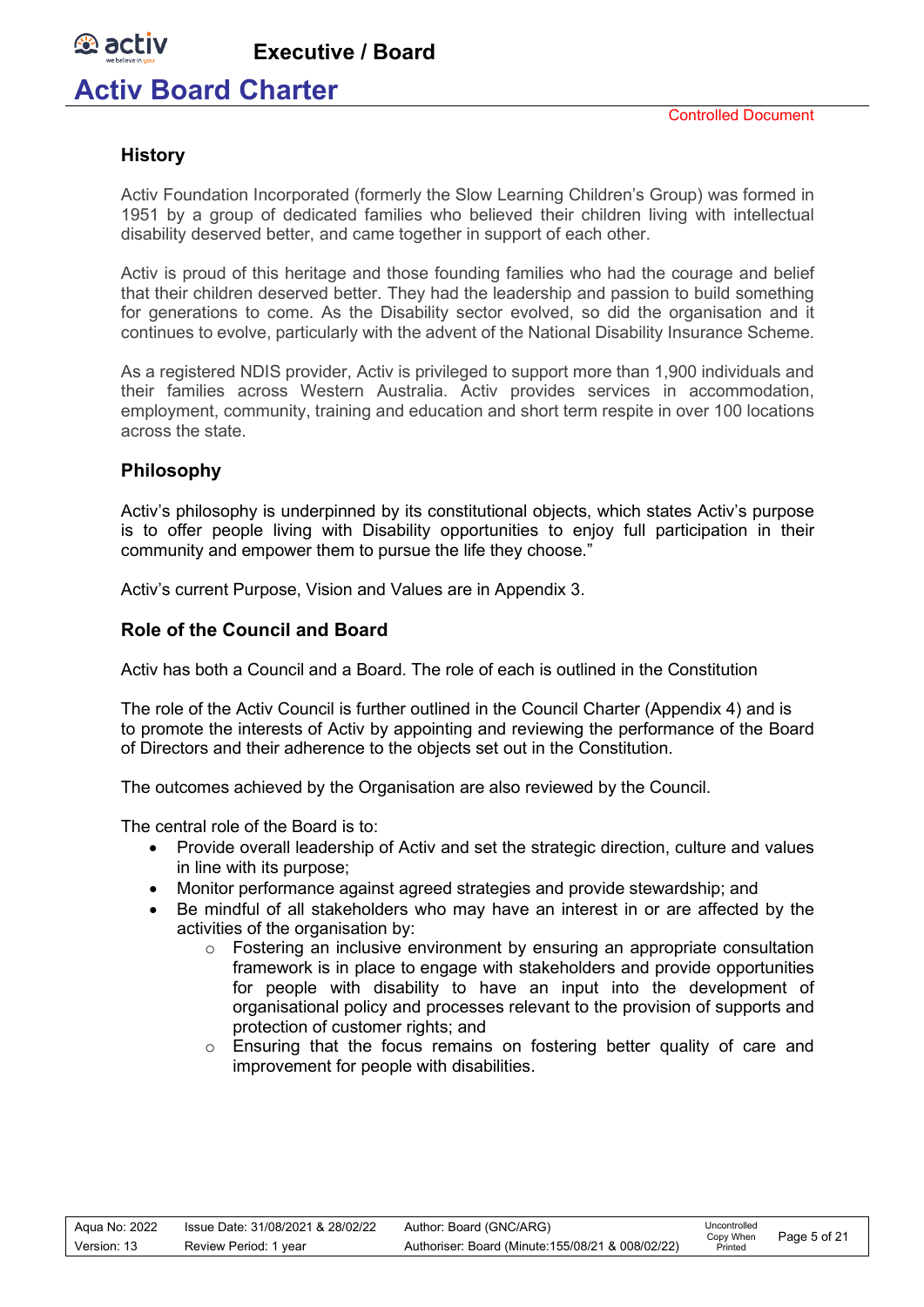### History

Activ Foundation Incorporated (formerly the Slow Learning Children's Group) was formed in 1951 by a group of dedicated families who believed their children living with intellectual disability deserved better, and came together in support of each other.

Activ is proud of this heritage and those founding families who had the courage and belief that their children deserved better. They had the leadership and passion to build something for generations to come. As the Disability sector evolved, so did the organisation and it continues to evolve, particularly with the advent of the National Disability Insurance Scheme.

As a registered NDIS provider, Activ is privileged to support more than 1,900 individuals and their families across Western Australia. Activ provides services in accommodation, employment, community, training and education and short term respite in over 100 locations across the state.

### Philosophy

Activ's philosophy is underpinned by its constitutional objects, which states Activ's purpose is to offer people living with Disability opportunities to enjoy full participation in their community and empower them to pursue the life they choose."

Activ's current Purpose, Vision and Values are in Appendix 3.

### Role of the Council and Board

Activ has both a Council and a Board. The role of each is outlined in the Constitution

The role of the Activ Council is further outlined in the Council Charter (Appendix 4) and is to promote the interests of Activ by appointing and reviewing the performance of the Board of Directors and their adherence to the objects set out in the Constitution.

The outcomes achieved by the Organisation are also reviewed by the Council.

The central role of the Board is to:

- Provide overall leadership of Activ and set the strategic direction, culture and values in line with its purpose;
- Monitor performance against agreed strategies and provide stewardship; and
- Be mindful of all stakeholders who may have an interest in or are affected by the activities of the organisation by:
  - Fostering an inclusive environment by ensuring an appropriate consultation framework is in place to engage with stakeholders and provide opportunities for people with disability to have an input into the development of organisational policy and processes relevant to the provision of supports and protection of customer rights; and
  - Ensuring that the focus remains on fostering better quality of care and improvement for people with disabilities.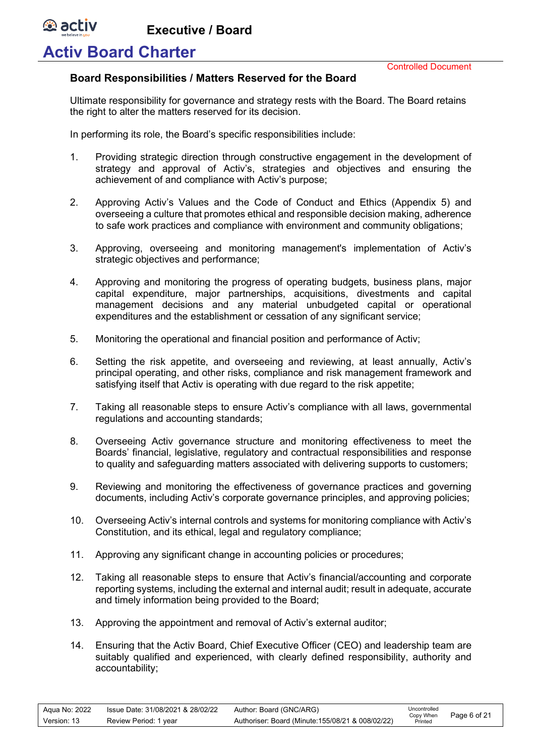### Board Responsibilities / Matters Reserved for the Board

Ultimate responsibility for governance and strategy rests with the Board. The Board retains the right to alter the matters reserved for its decision.

In performing its role, the Board's specific responsibilities include:

1. Providing strategic direction through constructive engagement in the development of strategy and approval of Activ's, strategies and objectives and ensuring the achievement of and compliance with Activ's purpose;

2. Approving Activ's Values and the Code of Conduct and Ethics (Appendix 5) and overseeing a culture that promotes ethical and responsible decision making, adherence to safe work practices and compliance with environment and community obligations;

3. Approving, overseeing and monitoring management's implementation of Activ's strategic objectives and performance;

4. Approving and monitoring the progress of operating budgets, business plans, major capital expenditure, major partnerships, acquisitions, divestments and capital management decisions and any material unbudgeted capital or operational expenditures and the establishment or cessation of any significant service;

5. Monitoring the operational and financial position and performance of Activ;

6. Setting the risk appetite, and overseeing and reviewing, at least annually, Activ's principal operating, and other risks, compliance and risk management framework and satisfying itself that Activ is operating with due regard to the risk appetite;

7. Taking all reasonable steps to ensure Activ's compliance with all laws, governmental regulations and accounting standards;

8. Overseeing Activ governance structure and monitoring effectiveness to meet the Boards' financial, legislative, regulatory and contractual responsibilities and response to quality and safeguarding matters associated with delivering supports to customers;

9. Reviewing and monitoring the effectiveness of governance practices and governing documents, including Activ's corporate governance principles, and approving policies;

10. Overseeing Activ's internal controls and systems for monitoring compliance with Activ's Constitution, and its ethical, legal and regulatory compliance;

11. Approving any significant change in accounting policies or procedures;

12. Taking all reasonable steps to ensure that Activ's financial/accounting and corporate reporting systems, including the external and internal audit; result in adequate, accurate and timely information being provided to the Board;

13. Approving the appointment and removal of Activ's external auditor;

14. Ensuring that the Activ Board, Chief Executive Officer (CEO) and leadership team are suitably qualified and experienced, with clearly defined responsibility, authority and accountability;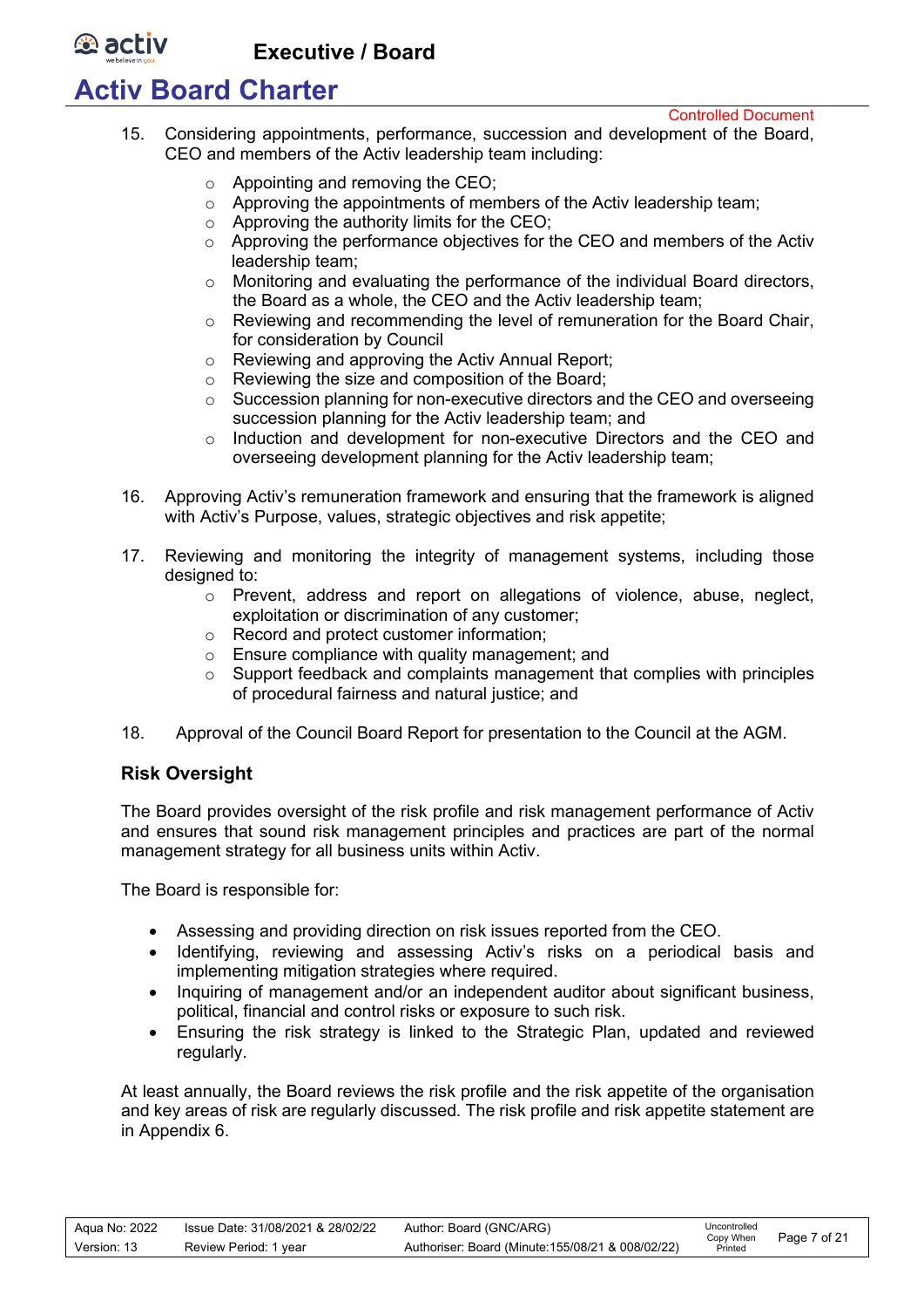15. Considering appointments, performance, succession and development of the Board, CEO and members of the Activ leadership team including:
    - Appointing and removing the CEO;
    - Approving the appointments of members of the Activ leadership team;
    - Approving the authority limits for the CEO;
    - Approving the performance objectives for the CEO and members of the Activ leadership team;
    - Monitoring and evaluating the performance of the individual Board directors, the Board as a whole, the CEO and the Activ leadership team;
    - Reviewing and recommending the level of remuneration for the Board Chair, for consideration by Council
    - Reviewing and approving the Activ Annual Report;
    - Reviewing the size and composition of the Board;
    - Succession planning for non-executive directors and the CEO and overseeing succession planning for the Activ leadership team; and
    - Induction and development for non-executive Directors and the CEO and overseeing development planning for the Activ leadership team;

16. Approving Activ's remuneration framework and ensuring that the framework is aligned with Activ's Purpose, values, strategic objectives and risk appetite;

17. Reviewing and monitoring the integrity of management systems, including those designed to:
    - Prevent, address and report on allegations of violence, abuse, neglect, exploitation or discrimination of any customer;
    - Record and protect customer information;
    - Ensure compliance with quality management; and
    - Support feedback and complaints management that complies with principles of procedural fairness and natural justice; and

18. Approval of the Council Board Report for presentation to the Council at the AGM.

### Risk Oversight

The Board provides oversight of the risk profile and risk management performance of Activ and ensures that sound risk management principles and practices are part of the normal management strategy for all business units within Activ.

The Board is responsible for:

- Assessing and providing direction on risk issues reported from the CEO.
- Identifying, reviewing and assessing Activ's risks on a periodical basis and implementing mitigation strategies where required.
- Inquiring of management and/or an independent auditor about significant business, political, financial and control risks or exposure to such risk.
- Ensuring the risk strategy is linked to the Strategic Plan, updated and reviewed regularly.

At least annually, the Board reviews the risk profile and the risk appetite of the organisation and key areas of risk are regularly discussed. The risk profile and risk appetite statement are in Appendix 6.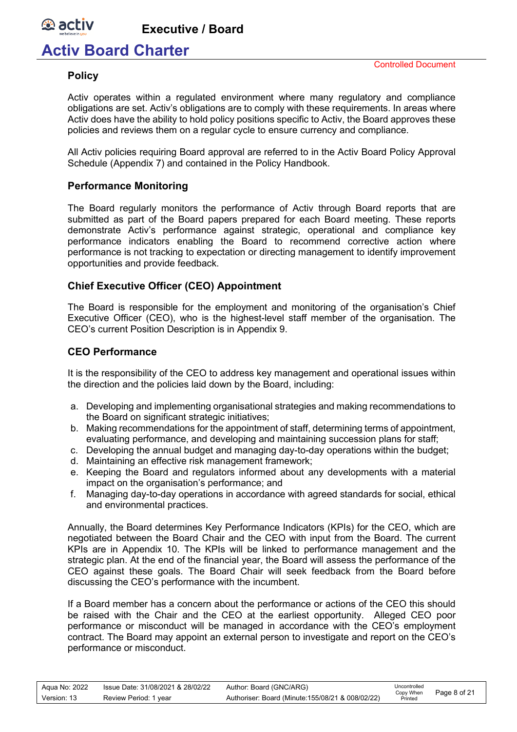## Policy

Activ operates within a regulated environment where many regulatory and compliance obligations are set. Activ's obligations are to comply with these requirements. In areas where Activ does have the ability to hold policy positions specific to Activ, the Board approves these policies and reviews them on a regular cycle to ensure currency and compliance.

All Activ policies requiring Board approval are referred to in the Activ Board Policy Approval Schedule (Appendix 7) and contained in the Policy Handbook.

## Performance Monitoring

The Board regularly monitors the performance of Activ through Board reports that are submitted as part of the Board papers prepared for each Board meeting. These reports demonstrate Activ's performance against strategic, operational and compliance key performance indicators enabling the Board to recommend corrective action where performance is not tracking to expectation or directing management to identify improvement opportunities and provide feedback.

## Chief Executive Officer (CEO) Appointment

The Board is responsible for the employment and monitoring of the organisation's Chief Executive Officer (CEO), who is the highest-level staff member of the organisation. The CEO's current Position Description is in Appendix 9.

## CEO Performance

It is the responsibility of the CEO to address key management and operational issues within the direction and the policies laid down by the Board, including:

a. Developing and implementing organisational strategies and making recommendations to the Board on significant strategic initiatives;
b. Making recommendations for the appointment of staff, determining terms of appointment, evaluating performance, and developing and maintaining succession plans for staff;
c. Developing the annual budget and managing day-to-day operations within the budget;
d. Maintaining an effective risk management framework;
e. Keeping the Board and regulators informed about any developments with a material impact on the organisation's performance; and
f. Managing day-to-day operations in accordance with agreed standards for social, ethical and environmental practices.

Annually, the Board determines Key Performance Indicators (KPIs) for the CEO, which are negotiated between the Board Chair and the CEO with input from the Board. The current KPIs are in Appendix 10. The KPIs will be linked to performance management and the strategic plan. At the end of the financial year, the Board will assess the performance of the CEO against these goals. The Board Chair will seek feedback from the Board before discussing the CEO's performance with the incumbent.

If a Board member has a concern about the performance or actions of the CEO this should be raised with the Chair and the CEO at the earliest opportunity. Alleged CEO poor performance or misconduct will be managed in accordance with the CEO's employment contract. The Board may appoint an external person to investigate and report on the CEO's performance or misconduct.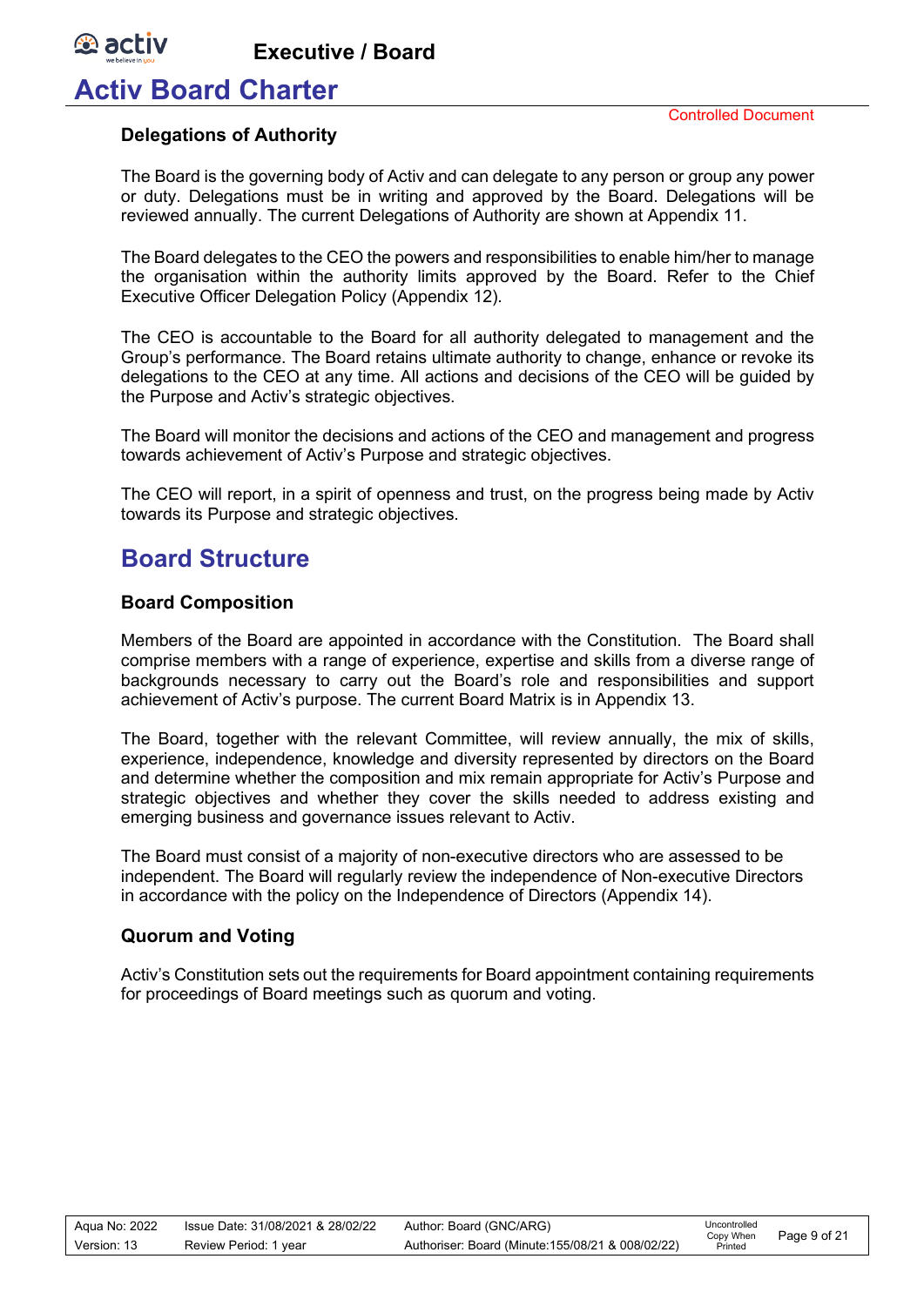### Delegations of Authority

The Board is the governing body of Activ and can delegate to any person or group any power or duty. Delegations must be in writing and approved by the Board. Delegations will be reviewed annually. The current Delegations of Authority are shown at Appendix 11.

The Board delegates to the CEO the powers and responsibilities to enable him/her to manage the organisation within the authority limits approved by the Board. Refer to the Chief Executive Officer Delegation Policy (Appendix 12).

The CEO is accountable to the Board for all authority delegated to management and the Group's performance. The Board retains ultimate authority to change, enhance or revoke its delegations to the CEO at any time. All actions and decisions of the CEO will be guided by the Purpose and Activ's strategic objectives.

The Board will monitor the decisions and actions of the CEO and management and progress towards achievement of Activ's Purpose and strategic objectives.

The CEO will report, in a spirit of openness and trust, on the progress being made by Activ towards its Purpose and strategic objectives.

## Board Structure

### Board Composition

Members of the Board are appointed in accordance with the Constitution. The Board shall comprise members with a range of experience, expertise and skills from a diverse range of backgrounds necessary to carry out the Board's role and responsibilities and support achievement of Activ's purpose. The current Board Matrix is in Appendix 13.

The Board, together with the relevant Committee, will review annually, the mix of skills, experience, independence, knowledge and diversity represented by directors on the Board and determine whether the composition and mix remain appropriate for Activ's Purpose and strategic objectives and whether they cover the skills needed to address existing and emerging business and governance issues relevant to Activ.

The Board must consist of a majority of non-executive directors who are assessed to be independent. The Board will regularly review the independence of Non-executive Directors in accordance with the policy on the Independence of Directors (Appendix 14).

### Quorum and Voting

Activ's Constitution sets out the requirements for Board appointment containing requirements for proceedings of Board meetings such as quorum and voting.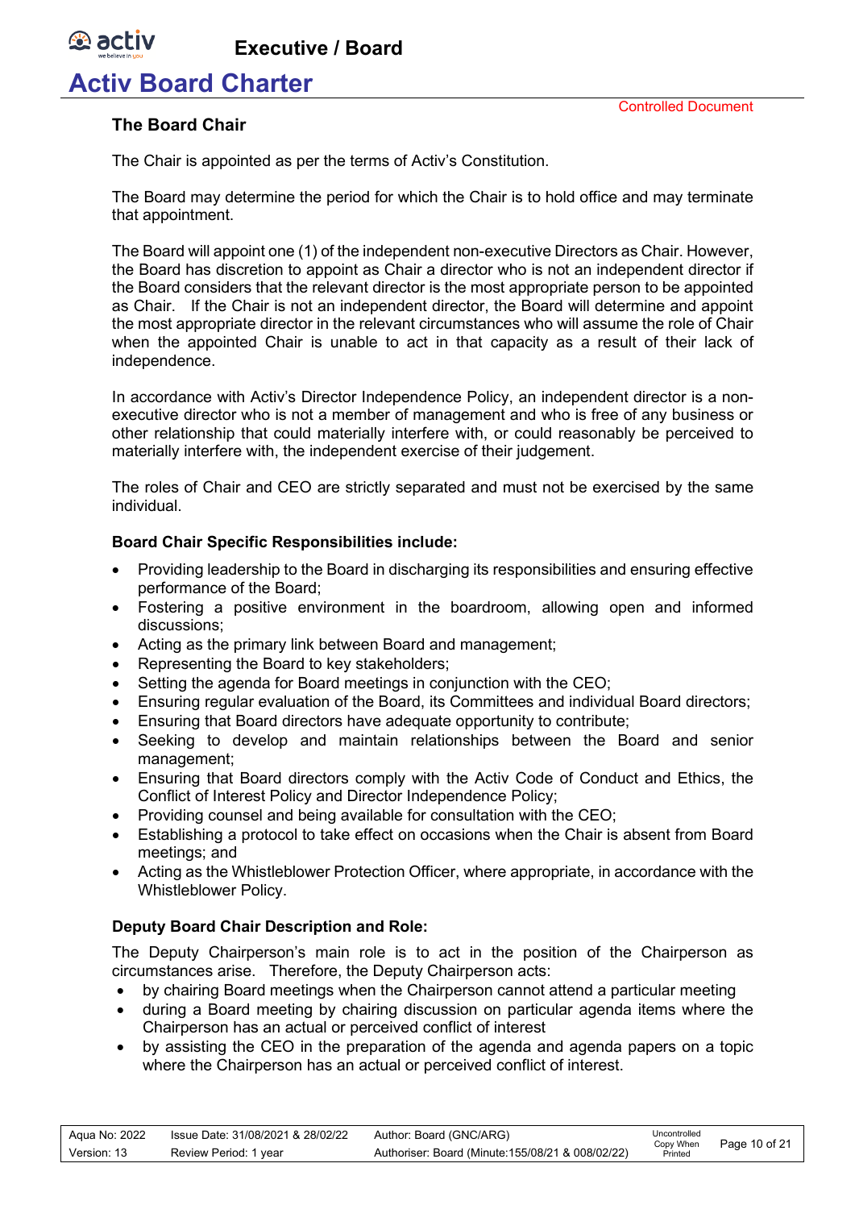### The Board Chair

The Chair is appointed as per the terms of Activ's Constitution.

The Board may determine the period for which the Chair is to hold office and may terminate that appointment.

The Board will appoint one (1) of the independent non-executive Directors as Chair. However, the Board has discretion to appoint as Chair a director who is not an independent director if the Board considers that the relevant director is the most appropriate person to be appointed as Chair. If the Chair is not an independent director, the Board will determine and appoint the most appropriate director in the relevant circumstances who will assume the role of Chair when the appointed Chair is unable to act in that capacity as a result of their lack of independence.

In accordance with Activ's Director Independence Policy, an independent director is a non-executive director who is not a member of management and who is free of any business or other relationship that could materially interfere with, or could reasonably be perceived to materially interfere with, the independent exercise of their judgement.

The roles of Chair and CEO are strictly separated and must not be exercised by the same individual.

#### Board Chair Specific Responsibilities include:

- Providing leadership to the Board in discharging its responsibilities and ensuring effective performance of the Board;
- Fostering a positive environment in the boardroom, allowing open and informed discussions;
- Acting as the primary link between Board and management;
- Representing the Board to key stakeholders;
- Setting the agenda for Board meetings in conjunction with the CEO;
- Ensuring regular evaluation of the Board, its Committees and individual Board directors;
- Ensuring that Board directors have adequate opportunity to contribute;
- Seeking to develop and maintain relationships between the Board and senior management;
- Ensuring that Board directors comply with the Activ Code of Conduct and Ethics, the Conflict of Interest Policy and Director Independence Policy;
- Providing counsel and being available for consultation with the CEO;
- Establishing a protocol to take effect on occasions when the Chair is absent from Board meetings; and
- Acting as the Whistleblower Protection Officer, where appropriate, in accordance with the Whistleblower Policy.

#### Deputy Board Chair Description and Role:

The Deputy Chairperson's main role is to act in the position of the Chairperson as circumstances arise. Therefore, the Deputy Chairperson acts:

- by chairing Board meetings when the Chairperson cannot attend a particular meeting
- during a Board meeting by chairing discussion on particular agenda items where the Chairperson has an actual or perceived conflict of interest
- by assisting the CEO in the preparation of the agenda and agenda papers on a topic where the Chairperson has an actual or perceived conflict of interest.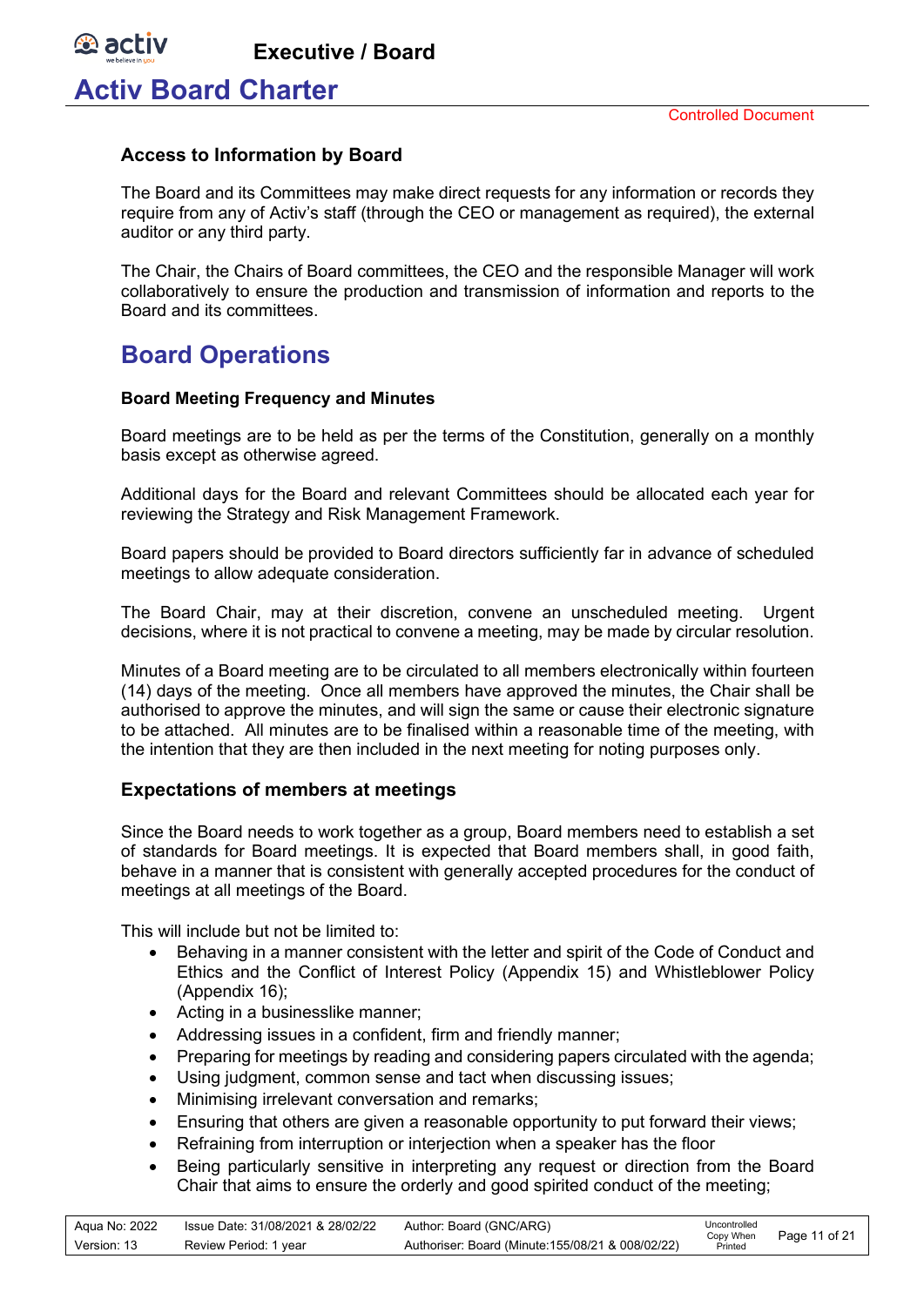### Access to Information by Board

The Board and its Committees may make direct requests for any information or records they require from any of Activ's staff (through the CEO or management as required), the external auditor or any third party.

The Chair, the Chairs of Board committees, the CEO and the responsible Manager will work collaboratively to ensure the production and transmission of information and reports to the Board and its committees.

## Board Operations

#### Board Meeting Frequency and Minutes

Board meetings are to be held as per the terms of the Constitution, generally on a monthly basis except as otherwise agreed.

Additional days for the Board and relevant Committees should be allocated each year for reviewing the Strategy and Risk Management Framework.

Board papers should be provided to Board directors sufficiently far in advance of scheduled meetings to allow adequate consideration.

The Board Chair, may at their discretion, convene an unscheduled meeting. Urgent decisions, where it is not practical to convene a meeting, may be made by circular resolution.

Minutes of a Board meeting are to be circulated to all members electronically within fourteen (14) days of the meeting. Once all members have approved the minutes, the Chair shall be authorised to approve the minutes, and will sign the same or cause their electronic signature to be attached. All minutes are to be finalised within a reasonable time of the meeting, with the intention that they are then included in the next meeting for noting purposes only.

### Expectations of members at meetings

Since the Board needs to work together as a group, Board members need to establish a set of standards for Board meetings. It is expected that Board members shall, in good faith, behave in a manner that is consistent with generally accepted procedures for the conduct of meetings at all meetings of the Board.

This will include but not be limited to:

- Behaving in a manner consistent with the letter and spirit of the Code of Conduct and Ethics and the Conflict of Interest Policy (Appendix 15) and Whistleblower Policy (Appendix 16);
- Acting in a businesslike manner;
- Addressing issues in a confident, firm and friendly manner;
- Preparing for meetings by reading and considering papers circulated with the agenda;
- Using judgment, common sense and tact when discussing issues;
- Minimising irrelevant conversation and remarks;
- Ensuring that others are given a reasonable opportunity to put forward their views;
- Refraining from interruption or interjection when a speaker has the floor
- Being particularly sensitive in interpreting any request or direction from the Board Chair that aims to ensure the orderly and good spirited conduct of the meeting;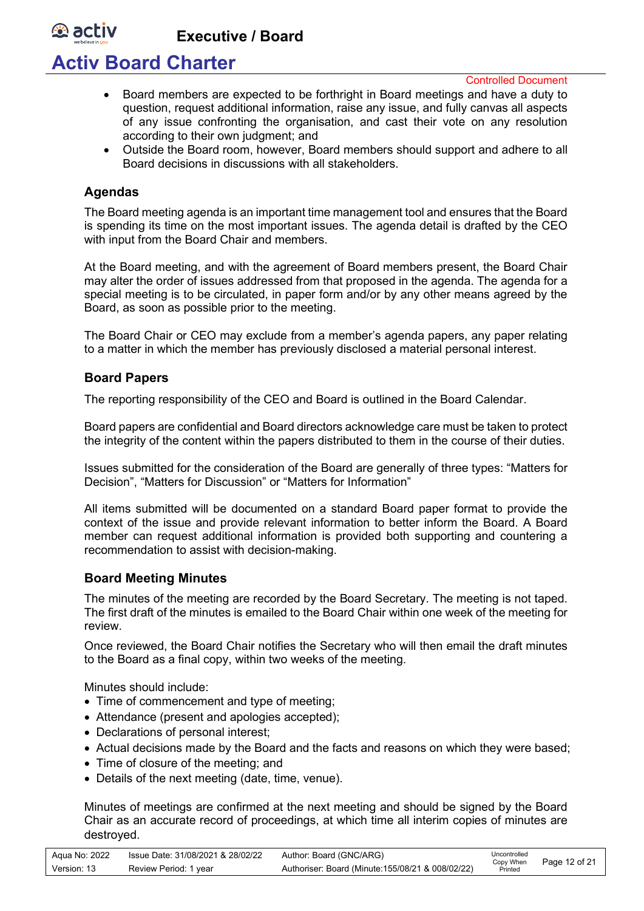- Board members are expected to be forthright in Board meetings and have a duty to question, request additional information, raise any issue, and fully canvas all aspects of any issue confronting the organisation, and cast their vote on any resolution according to their own judgment; and
- Outside the Board room, however, Board members should support and adhere to all Board decisions in discussions with all stakeholders.

### Agendas

The Board meeting agenda is an important time management tool and ensures that the Board is spending its time on the most important issues. The agenda detail is drafted by the CEO with input from the Board Chair and members.

At the Board meeting, and with the agreement of Board members present, the Board Chair may alter the order of issues addressed from that proposed in the agenda. The agenda for a special meeting is to be circulated, in paper form and/or by any other means agreed by the Board, as soon as possible prior to the meeting.

The Board Chair or CEO may exclude from a member's agenda papers, any paper relating to a matter in which the member has previously disclosed a material personal interest.

### Board Papers

The reporting responsibility of the CEO and Board is outlined in the Board Calendar.

Board papers are confidential and Board directors acknowledge care must be taken to protect the integrity of the content within the papers distributed to them in the course of their duties.

Issues submitted for the consideration of the Board are generally of three types: "Matters for Decision", "Matters for Discussion" or "Matters for Information"

All items submitted will be documented on a standard Board paper format to provide the context of the issue and provide relevant information to better inform the Board. A Board member can request additional information is provided both supporting and countering a recommendation to assist with decision-making.

### Board Meeting Minutes

The minutes of the meeting are recorded by the Board Secretary. The meeting is not taped. The first draft of the minutes is emailed to the Board Chair within one week of the meeting for review.

Once reviewed, the Board Chair notifies the Secretary who will then email the draft minutes to the Board as a final copy, within two weeks of the meeting.

Minutes should include:

- Time of commencement and type of meeting;
- Attendance (present and apologies accepted);
- Declarations of personal interest;
- Actual decisions made by the Board and the facts and reasons on which they were based;
- Time of closure of the meeting; and
- Details of the next meeting (date, time, venue).

Minutes of meetings are confirmed at the next meeting and should be signed by the Board Chair as an accurate record of proceedings, at which time all interim copies of minutes are destroyed.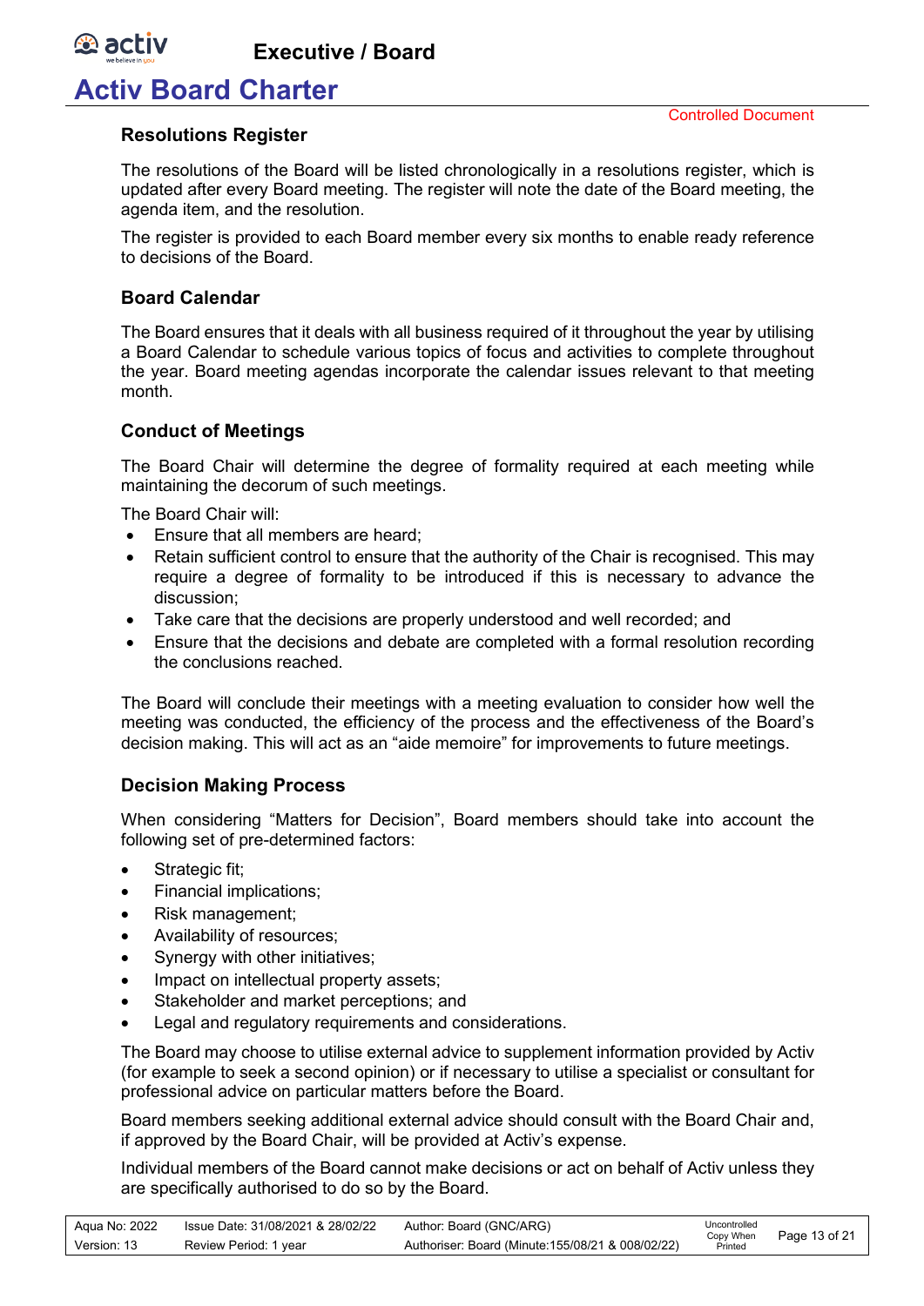### Resolutions Register

The resolutions of the Board will be listed chronologically in a resolutions register, which is updated after every Board meeting. The register will note the date of the Board meeting, the agenda item, and the resolution.

The register is provided to each Board member every six months to enable ready reference to decisions of the Board.

### Board Calendar

The Board ensures that it deals with all business required of it throughout the year by utilising a Board Calendar to schedule various topics of focus and activities to complete throughout the year. Board meeting agendas incorporate the calendar issues relevant to that meeting month.

### Conduct of Meetings

The Board Chair will determine the degree of formality required at each meeting while maintaining the decorum of such meetings.

The Board Chair will:

- Ensure that all members are heard;
- Retain sufficient control to ensure that the authority of the Chair is recognised. This may require a degree of formality to be introduced if this is necessary to advance the discussion;
- Take care that the decisions are properly understood and well recorded; and
- Ensure that the decisions and debate are completed with a formal resolution recording the conclusions reached.

The Board will conclude their meetings with a meeting evaluation to consider how well the meeting was conducted, the efficiency of the process and the effectiveness of the Board's decision making. This will act as an "aide memoire" for improvements to future meetings.

### Decision Making Process

When considering "Matters for Decision", Board members should take into account the following set of pre-determined factors:

- Strategic fit;
- Financial implications;
- Risk management;
- Availability of resources;
- Synergy with other initiatives;
- Impact on intellectual property assets;
- Stakeholder and market perceptions; and
- Legal and regulatory requirements and considerations.

The Board may choose to utilise external advice to supplement information provided by Activ (for example to seek a second opinion) or if necessary to utilise a specialist or consultant for professional advice on particular matters before the Board.

Board members seeking additional external advice should consult with the Board Chair and, if approved by the Board Chair, will be provided at Activ's expense.

Individual members of the Board cannot make decisions or act on behalf of Activ unless they are specifically authorised to do so by the Board.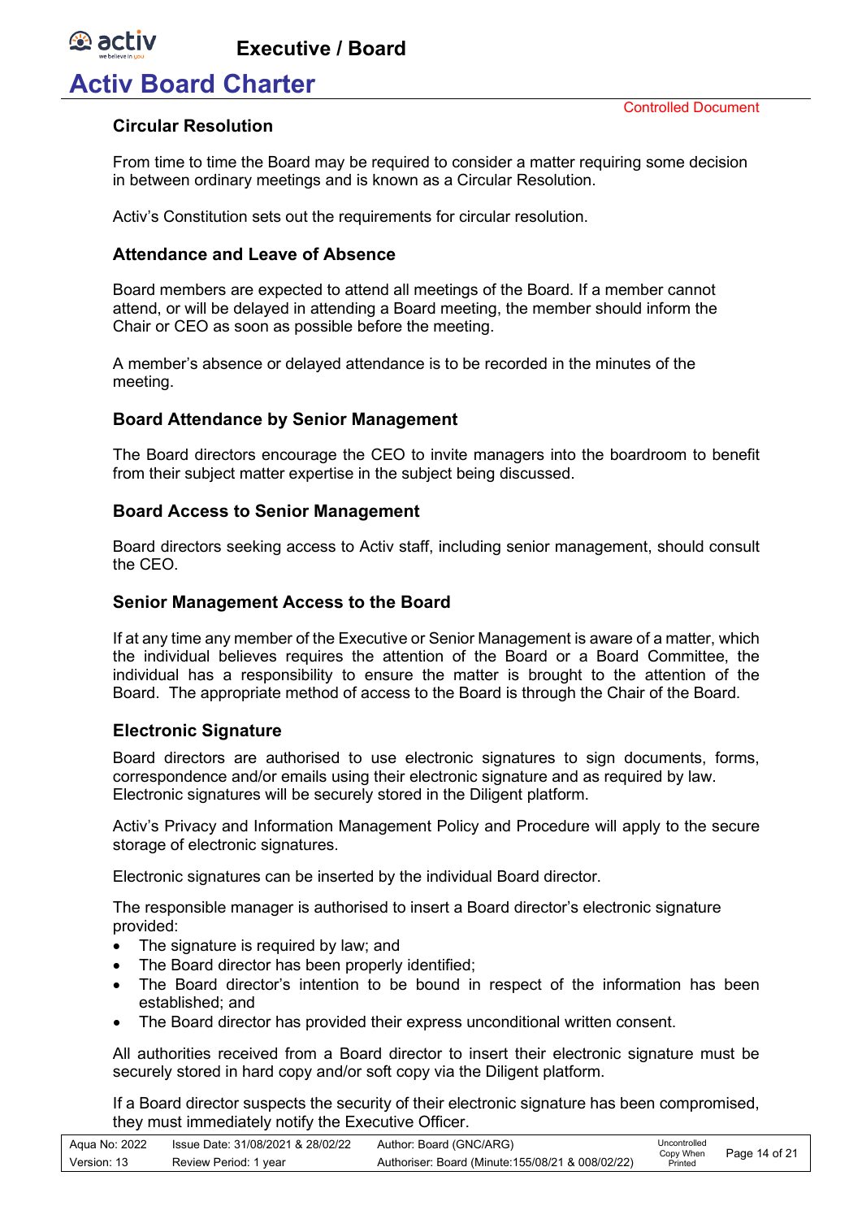### Circular Resolution

From time to time the Board may be required to consider a matter requiring some decision in between ordinary meetings and is known as a Circular Resolution.

Activ's Constitution sets out the requirements for circular resolution.

### Attendance and Leave of Absence

Board members are expected to attend all meetings of the Board. If a member cannot attend, or will be delayed in attending a Board meeting, the member should inform the Chair or CEO as soon as possible before the meeting.

A member's absence or delayed attendance is to be recorded in the minutes of the meeting.

### Board Attendance by Senior Management

The Board directors encourage the CEO to invite managers into the boardroom to benefit from their subject matter expertise in the subject being discussed.

### Board Access to Senior Management

Board directors seeking access to Activ staff, including senior management, should consult the CEO.

### Senior Management Access to the Board

If at any time any member of the Executive or Senior Management is aware of a matter, which the individual believes requires the attention of the Board or a Board Committee, the individual has a responsibility to ensure the matter is brought to the attention of the Board. The appropriate method of access to the Board is through the Chair of the Board.

### Electronic Signature

Board directors are authorised to use electronic signatures to sign documents, forms, correspondence and/or emails using their electronic signature and as required by law. Electronic signatures will be securely stored in the Diligent platform.

Activ's Privacy and Information Management Policy and Procedure will apply to the secure storage of electronic signatures.

Electronic signatures can be inserted by the individual Board director.

The responsible manager is authorised to insert a Board director's electronic signature provided:

- The signature is required by law; and
- The Board director has been properly identified;
- The Board director's intention to be bound in respect of the information has been established; and
- The Board director has provided their express unconditional written consent.

All authorities received from a Board director to insert their electronic signature must be securely stored in hard copy and/or soft copy via the Diligent platform.

If a Board director suspects the security of their electronic signature has been compromised, they must immediately notify the Executive Officer.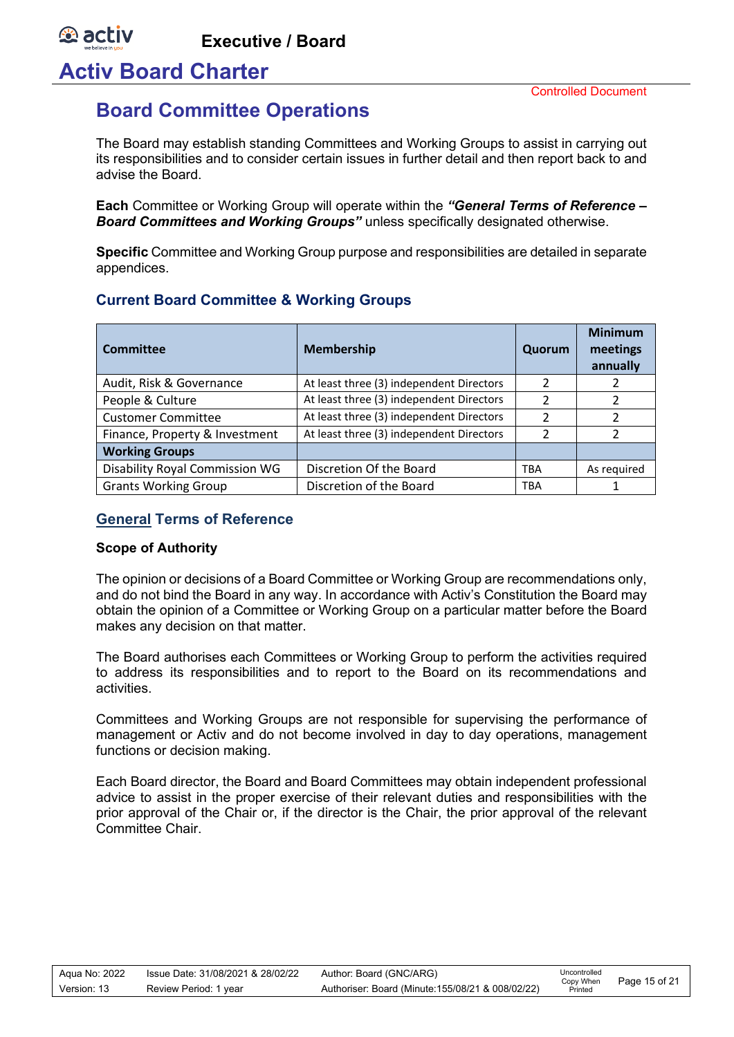# Activ Board Charter

Controlled Document

## Board Committee Operations

The Board may establish standing Committees and Working Groups to assist in carrying out its responsibilities and to consider certain issues in further detail and then report back to and advise the Board.

**Each** Committee or Working Group will operate within the ***"General Terms of Reference – Board Committees and Working Groups"*** unless specifically designated otherwise.

**Specific** Committee and Working Group purpose and responsibilities are detailed in separate appendices.

### Current Board Committee & Working Groups

| Committee | Membership | Quorum | Minimum meetings annually |
|---|---|---|---|
| Audit, Risk & Governance | At least three (3) independent Directors | 2 | 2 |
| People & Culture | At least three (3) independent Directors | 2 | 2 |
| Customer Committee | At least three (3) independent Directors | 2 | 2 |
| Finance, Property & Investment | At least three (3) independent Directors | 2 | 2 |
| **Working Groups** | | | |
| Disability Royal Commission WG | Discretion Of the Board | TBA | As required |
| Grants Working Group | Discretion of the Board | TBA | 1 |

### General Terms of Reference

**Scope of Authority**

The opinion or decisions of a Board Committee or Working Group are recommendations only, and do not bind the Board in any way. In accordance with Activ's Constitution the Board may obtain the opinion of a Committee or Working Group on a particular matter before the Board makes any decision on that matter.

The Board authorises each Committees or Working Group to perform the activities required to address its responsibilities and to report to the Board on its recommendations and activities.

Committees and Working Groups are not responsible for supervising the performance of management or Activ and do not become involved in day to day operations, management functions or decision making.

Each Board director, the Board and Board Committees may obtain independent professional advice to assist in the proper exercise of their relevant duties and responsibilities with the prior approval of the Chair or, if the director is the Chair, the prior approval of the relevant Committee Chair.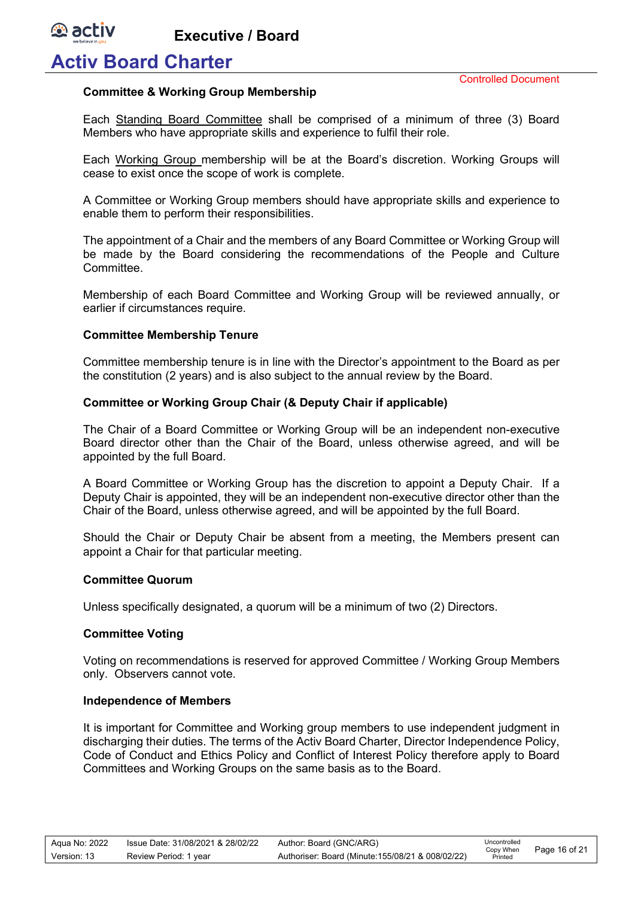### Committee & Working Group Membership

Each Standing Board Committee shall be comprised of a minimum of three (3) Board Members who have appropriate skills and experience to fulfil their role.

Each Working Group membership will be at the Board's discretion. Working Groups will cease to exist once the scope of work is complete.

A Committee or Working Group members should have appropriate skills and experience to enable them to perform their responsibilities.

The appointment of a Chair and the members of any Board Committee or Working Group will be made by the Board considering the recommendations of the People and Culture Committee.

Membership of each Board Committee and Working Group will be reviewed annually, or earlier if circumstances require.

### Committee Membership Tenure

Committee membership tenure is in line with the Director's appointment to the Board as per the constitution (2 years) and is also subject to the annual review by the Board.

### Committee or Working Group Chair (& Deputy Chair if applicable)

The Chair of a Board Committee or Working Group will be an independent non-executive Board director other than the Chair of the Board, unless otherwise agreed, and will be appointed by the full Board.

A Board Committee or Working Group has the discretion to appoint a Deputy Chair. If a Deputy Chair is appointed, they will be an independent non-executive director other than the Chair of the Board, unless otherwise agreed, and will be appointed by the full Board.

Should the Chair or Deputy Chair be absent from a meeting, the Members present can appoint a Chair for that particular meeting.

### Committee Quorum

Unless specifically designated, a quorum will be a minimum of two (2) Directors.

### Committee Voting

Voting on recommendations is reserved for approved Committee / Working Group Members only. Observers cannot vote.

### Independence of Members

It is important for Committee and Working group members to use independent judgment in discharging their duties. The terms of the Activ Board Charter, Director Independence Policy, Code of Conduct and Ethics Policy and Conflict of Interest Policy therefore apply to Board Committees and Working Groups on the same basis as to the Board.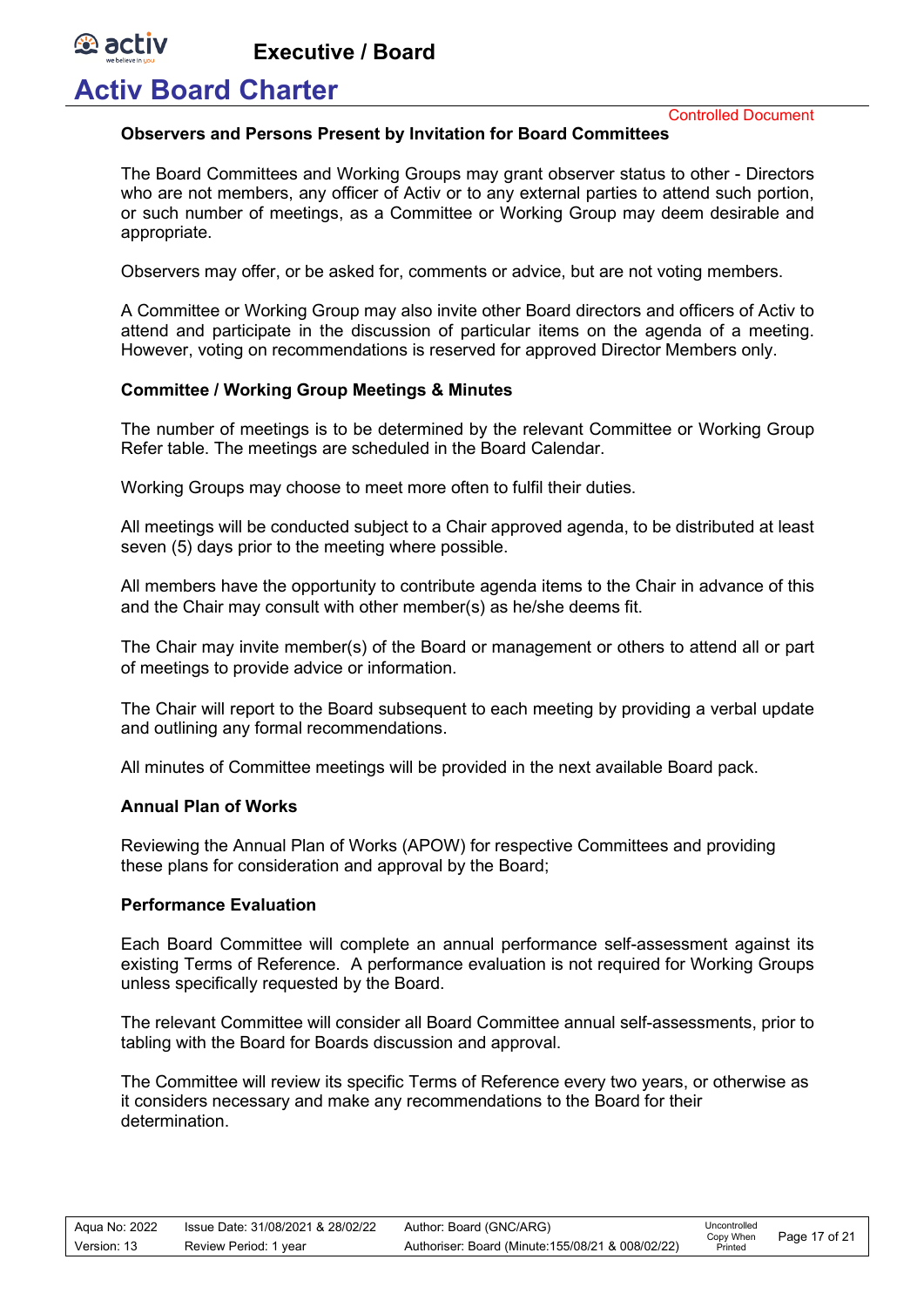#### Observers and Persons Present by Invitation for Board Committees

The Board Committees and Working Groups may grant observer status to other - Directors who are not members, any officer of Activ or to any external parties to attend such portion, or such number of meetings, as a Committee or Working Group may deem desirable and appropriate.

Observers may offer, or be asked for, comments or advice, but are not voting members.

A Committee or Working Group may also invite other Board directors and officers of Activ to attend and participate in the discussion of particular items on the agenda of a meeting. However, voting on recommendations is reserved for approved Director Members only.

#### Committee / Working Group Meetings & Minutes

The number of meetings is to be determined by the relevant Committee or Working Group Refer table. The meetings are scheduled in the Board Calendar.

Working Groups may choose to meet more often to fulfil their duties.

All meetings will be conducted subject to a Chair approved agenda, to be distributed at least seven (5) days prior to the meeting where possible.

All members have the opportunity to contribute agenda items to the Chair in advance of this and the Chair may consult with other member(s) as he/she deems fit.

The Chair may invite member(s) of the Board or management or others to attend all or part of meetings to provide advice or information.

The Chair will report to the Board subsequent to each meeting by providing a verbal update and outlining any formal recommendations.

All minutes of Committee meetings will be provided in the next available Board pack.

#### Annual Plan of Works

Reviewing the Annual Plan of Works (APOW) for respective Committees and providing these plans for consideration and approval by the Board;

#### Performance Evaluation

Each Board Committee will complete an annual performance self-assessment against its existing Terms of Reference. A performance evaluation is not required for Working Groups unless specifically requested by the Board.

The relevant Committee will consider all Board Committee annual self-assessments, prior to tabling with the Board for Boards discussion and approval.

The Committee will review its specific Terms of Reference every two years, or otherwise as it considers necessary and make any recommendations to the Board for their determination.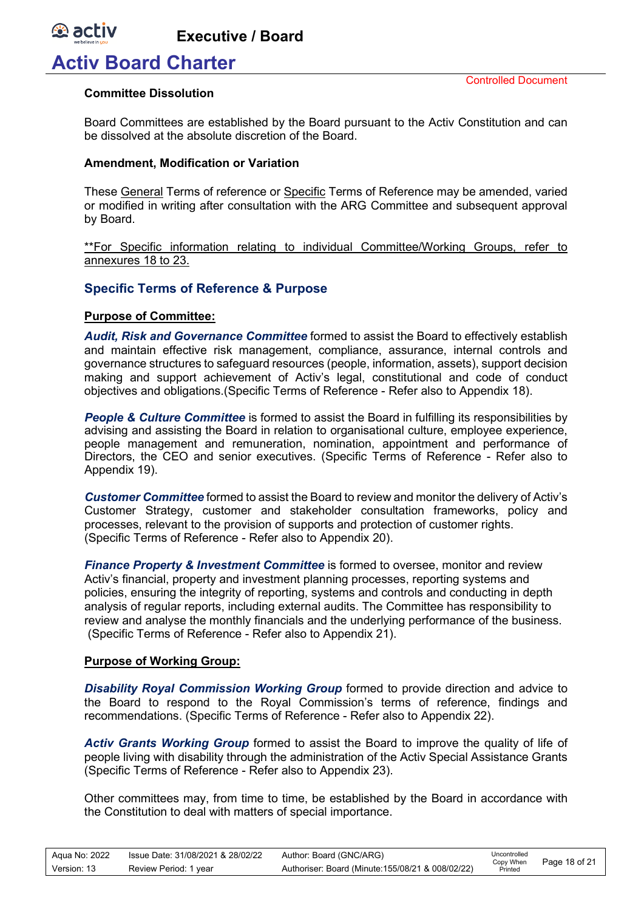**Committee Dissolution**

Board Committees are established by the Board pursuant to the Activ Constitution and can be dissolved at the absolute discretion of the Board.

**Amendment, Modification or Variation**

These General Terms of reference or Specific Terms of Reference may be amended, varied or modified in writing after consultation with the ARG Committee and subsequent approval by Board.

**For Specific information relating to individual Committee/Working Groups, refer to annexures 18 to 23.

## Specific Terms of Reference & Purpose

**Purpose of Committee:**

***Audit, Risk and Governance Committee*** formed to assist the Board to effectively establish and maintain effective risk management, compliance, assurance, internal controls and governance structures to safeguard resources (people, information, assets), support decision making and support achievement of Activ's legal, constitutional and code of conduct objectives and obligations.(Specific Terms of Reference - Refer also to Appendix 18).

***People & Culture Committee*** is formed to assist the Board in fulfilling its responsibilities by advising and assisting the Board in relation to organisational culture, employee experience, people management and remuneration, nomination, appointment and performance of Directors, the CEO and senior executives. (Specific Terms of Reference - Refer also to Appendix 19).

***Customer Committee*** formed to assist the Board to review and monitor the delivery of Activ's Customer Strategy, customer and stakeholder consultation frameworks, policy and processes, relevant to the provision of supports and protection of customer rights. (Specific Terms of Reference - Refer also to Appendix 20).

***Finance Property & Investment Committee*** is formed to oversee, monitor and review Activ's financial, property and investment planning processes, reporting systems and policies, ensuring the integrity of reporting, systems and controls and conducting in depth analysis of regular reports, including external audits. The Committee has responsibility to review and analyse the monthly financials and the underlying performance of the business. (Specific Terms of Reference - Refer also to Appendix 21).

**Purpose of Working Group:**

***Disability Royal Commission Working Group*** formed to provide direction and advice to the Board to respond to the Royal Commission's terms of reference, findings and recommendations. (Specific Terms of Reference - Refer also to Appendix 22).

***Activ Grants Working Group*** formed to assist the Board to improve the quality of life of people living with disability through the administration of the Activ Special Assistance Grants (Specific Terms of Reference - Refer also to Appendix 23).

Other committees may, from time to time, be established by the Board in accordance with the Constitution to deal with matters of special importance.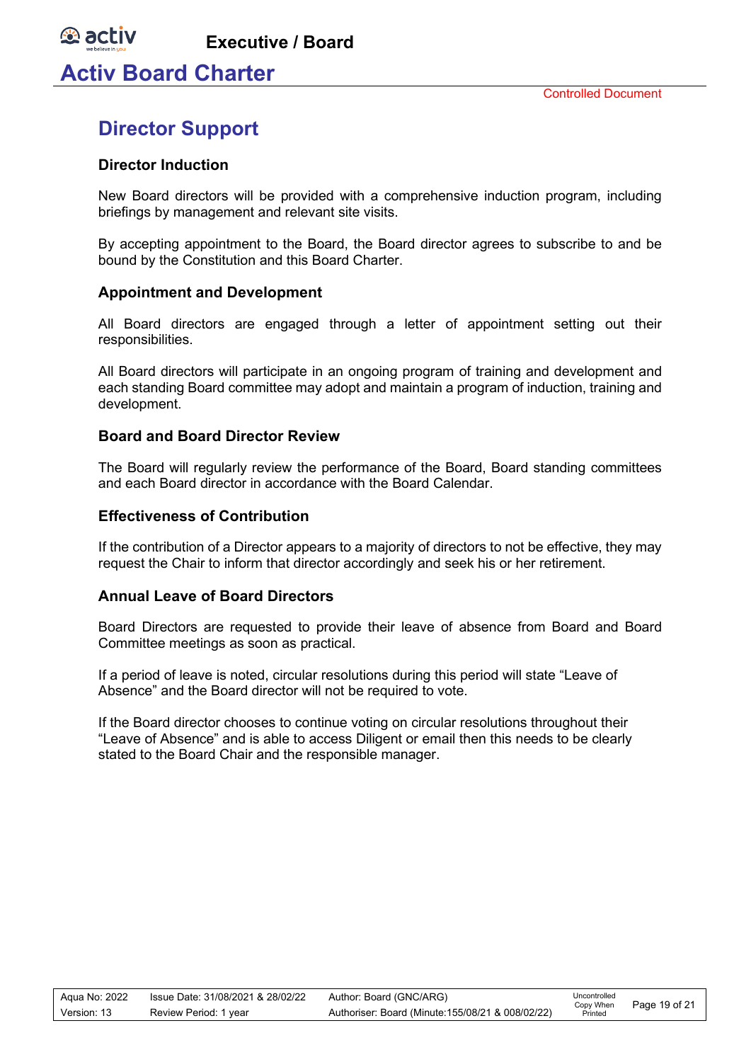## Director Support

### Director Induction

New Board directors will be provided with a comprehensive induction program, including briefings by management and relevant site visits.

By accepting appointment to the Board, the Board director agrees to subscribe to and be bound by the Constitution and this Board Charter.

### Appointment and Development

All Board directors are engaged through a letter of appointment setting out their responsibilities.

All Board directors will participate in an ongoing program of training and development and each standing Board committee may adopt and maintain a program of induction, training and development.

### Board and Board Director Review

The Board will regularly review the performance of the Board, Board standing committees and each Board director in accordance with the Board Calendar.

### Effectiveness of Contribution

If the contribution of a Director appears to a majority of directors to not be effective, they may request the Chair to inform that director accordingly and seek his or her retirement.

### Annual Leave of Board Directors

Board Directors are requested to provide their leave of absence from Board and Board Committee meetings as soon as practical.

If a period of leave is noted, circular resolutions during this period will state "Leave of Absence" and the Board director will not be required to vote.

If the Board director chooses to continue voting on circular resolutions throughout their "Leave of Absence" and is able to access Diligent or email then this needs to be clearly stated to the Board Chair and the responsible manager.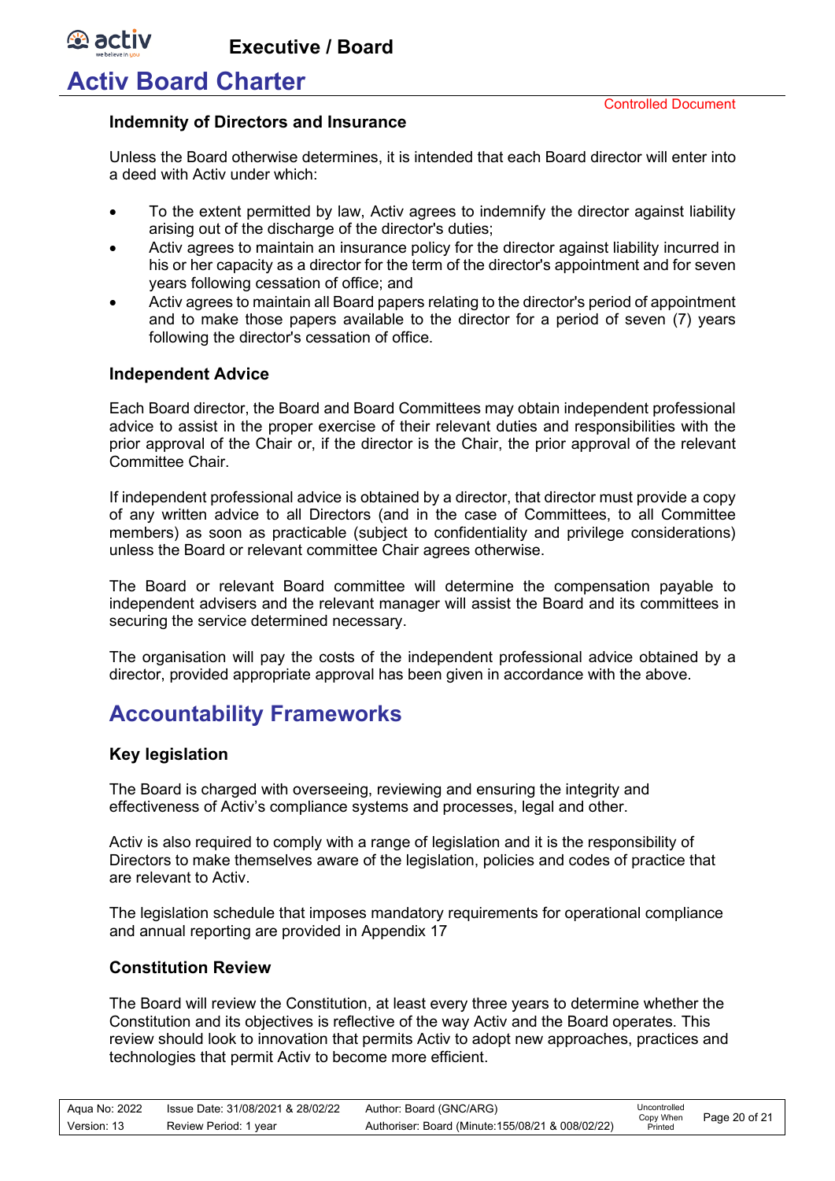### Indemnity of Directors and Insurance

Unless the Board otherwise determines, it is intended that each Board director will enter into a deed with Activ under which:

- To the extent permitted by law, Activ agrees to indemnify the director against liability arising out of the discharge of the director's duties;
- Activ agrees to maintain an insurance policy for the director against liability incurred in his or her capacity as a director for the term of the director's appointment and for seven years following cessation of office; and
- Activ agrees to maintain all Board papers relating to the director's period of appointment and to make those papers available to the director for a period of seven (7) years following the director's cessation of office.

### Independent Advice

Each Board director, the Board and Board Committees may obtain independent professional advice to assist in the proper exercise of their relevant duties and responsibilities with the prior approval of the Chair or, if the director is the Chair, the prior approval of the relevant Committee Chair.

If independent professional advice is obtained by a director, that director must provide a copy of any written advice to all Directors (and in the case of Committees, to all Committee members) as soon as practicable (subject to confidentiality and privilege considerations) unless the Board or relevant committee Chair agrees otherwise.

The Board or relevant Board committee will determine the compensation payable to independent advisers and the relevant manager will assist the Board and its committees in securing the service determined necessary.

The organisation will pay the costs of the independent professional advice obtained by a director, provided appropriate approval has been given in accordance with the above.

## Accountability Frameworks

### Key legislation

The Board is charged with overseeing, reviewing and ensuring the integrity and effectiveness of Activ's compliance systems and processes, legal and other.

Activ is also required to comply with a range of legislation and it is the responsibility of Directors to make themselves aware of the legislation, policies and codes of practice that are relevant to Activ.

The legislation schedule that imposes mandatory requirements for operational compliance and annual reporting are provided in Appendix 17

### Constitution Review

The Board will review the Constitution, at least every three years to determine whether the Constitution and its objectives is reflective of the way Activ and the Board operates. This review should look to innovation that permits Activ to adopt new approaches, practices and technologies that permit Activ to become more efficient.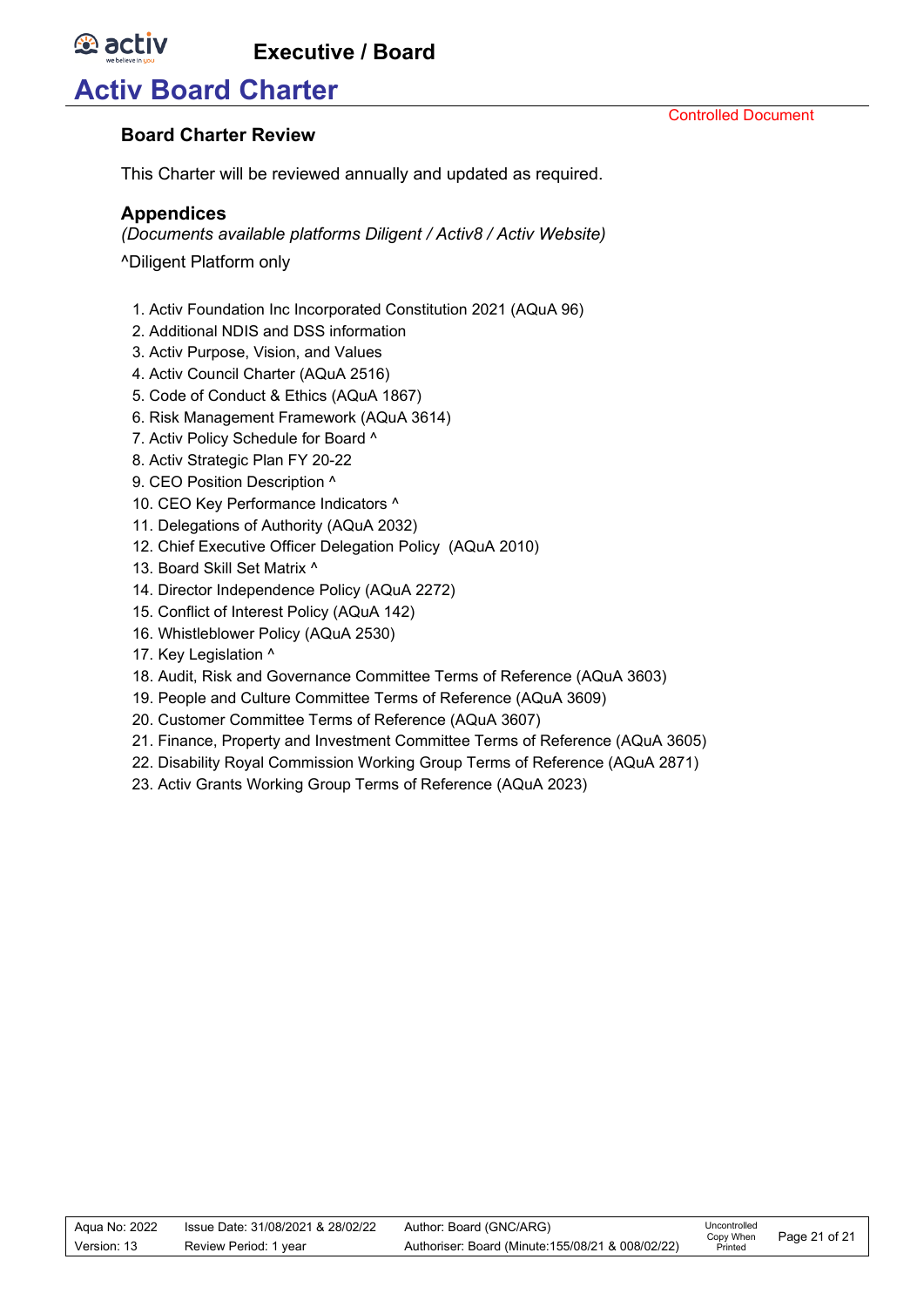### Board Charter Review

This Charter will be reviewed annually and updated as required.

### Appendices

*(Documents available platforms Diligent / Activ8 / Activ Website)*

^Diligent Platform only

1. Activ Foundation Inc Incorporated Constitution 2021 (AQuA 96)
2. Additional NDIS and DSS information
3. Activ Purpose, Vision, and Values
4. Activ Council Charter (AQuA 2516)
5. Code of Conduct & Ethics (AQuA 1867)
6. Risk Management Framework (AQuA 3614)
7. Activ Policy Schedule for Board ^
8. Activ Strategic Plan FY 20-22
9. CEO Position Description ^
10. CEO Key Performance Indicators ^
11. Delegations of Authority (AQuA 2032)
12. Chief Executive Officer Delegation Policy (AQuA 2010)
13. Board Skill Set Matrix ^
14. Director Independence Policy (AQuA 2272)
15. Conflict of Interest Policy (AQuA 142)
16. Whistleblower Policy (AQuA 2530)
17. Key Legislation ^
18. Audit, Risk and Governance Committee Terms of Reference (AQuA 3603)
19. People and Culture Committee Terms of Reference (AQuA 3609)
20. Customer Committee Terms of Reference (AQuA 3607)
21. Finance, Property and Investment Committee Terms of Reference (AQuA 3605)
22. Disability Royal Commission Working Group Terms of Reference (AQuA 2871)
23. Activ Grants Working Group Terms of Reference (AQuA 2023)